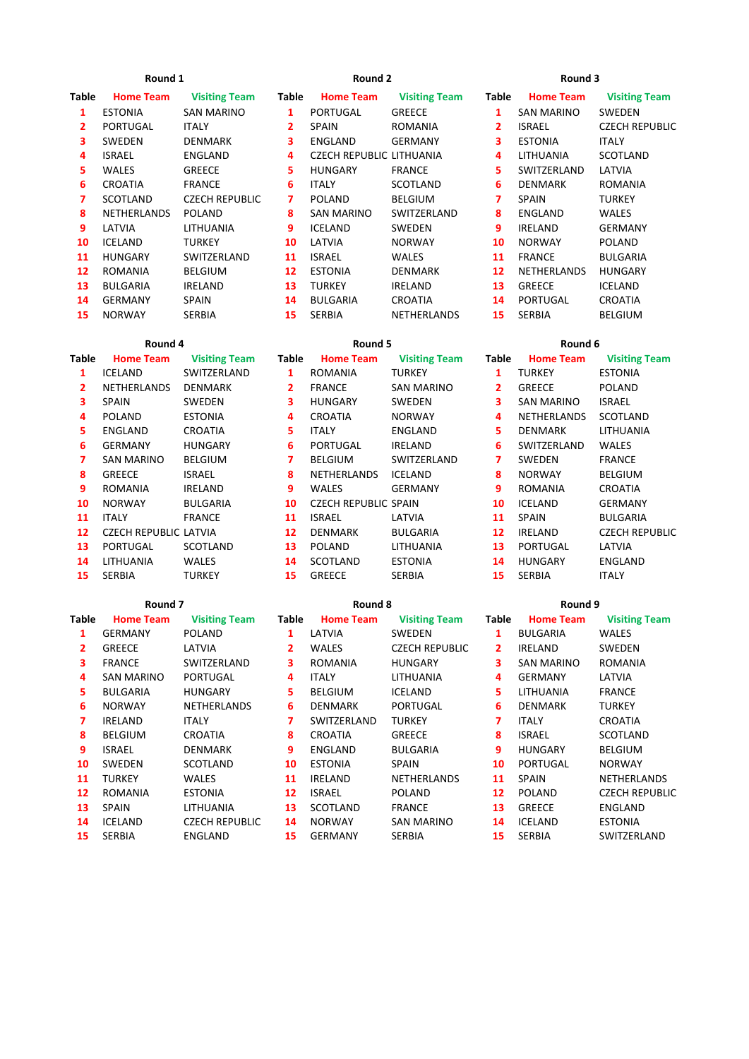### Round 1

| Table | Home Team | Visiting Team |
|---|---|---|
| 1 | ESTONIA | SAN MARINO |
| 2 | PORTUGAL | ITALY |
| 3 | SWEDEN | DENMARK |
| 4 | ISRAEL | ENGLAND |
| 5 | WALES | GREECE |
| 6 | CROATIA | FRANCE |
| 7 | SCOTLAND | CZECH REPUBLIC |
| 8 | NETHERLANDS | POLAND |
| 9 | LATVIA | LITHUANIA |
| 10 | ICELAND | TURKEY |
| 11 | HUNGARY | SWITZERLAND |
| 12 | ROMANIA | BELGIUM |
| 13 | BULGARIA | IRELAND |
| 14 | GERMANY | SPAIN |
| 15 | NORWAY | SERBIA |

### Round 2

| Table | Home Team | Visiting Team |
|---|---|---|
| 1 | PORTUGAL | GREECE |
| 2 | SPAIN | ROMANIA |
| 3 | ENGLAND | GERMANY |
| 4 | CZECH REPUBLIC | LITHUANIA |
| 5 | HUNGARY | FRANCE |
| 6 | ITALY | SCOTLAND |
| 7 | POLAND | BELGIUM |
| 8 | SAN MARINO | SWITZERLAND |
| 9 | ICELAND | SWEDEN |
| 10 | LATVIA | NORWAY |
| 11 | ISRAEL | WALES |
| 12 | ESTONIA | DENMARK |
| 13 | TURKEY | IRELAND |
| 14 | BULGARIA | CROATIA |
| 15 | SERBIA | NETHERLANDS |

### Round 3

| Table | Home Team | Visiting Team |
|---|---|---|
| 1 | SAN MARINO | SWEDEN |
| 2 | ISRAEL | CZECH REPUBLIC |
| 3 | ESTONIA | ITALY |
| 4 | LITHUANIA | SCOTLAND |
| 5 | SWITZERLAND | LATVIA |
| 6 | DENMARK | ROMANIA |
| 7 | SPAIN | TURKEY |
| 8 | ENGLAND | WALES |
| 9 | IRELAND | GERMANY |
| 10 | NORWAY | POLAND |
| 11 | FRANCE | BULGARIA |
| 12 | NETHERLANDS | HUNGARY |
| 13 | GREECE | ICELAND |
| 14 | PORTUGAL | CROATIA |
| 15 | SERBIA | BELGIUM |

### Round 4

| Table | Home Team | Visiting Team |
|---|---|---|
| 1 | ICELAND | SWITZERLAND |
| 2 | NETHERLANDS | DENMARK |
| 3 | SPAIN | SWEDEN |
| 4 | POLAND | ESTONIA |
| 5 | ENGLAND | CROATIA |
| 6 | GERMANY | HUNGARY |
| 7 | SAN MARINO | BELGIUM |
| 8 | GREECE | ISRAEL |
| 9 | ROMANIA | IRELAND |
| 10 | NORWAY | BULGARIA |
| 11 | ITALY | FRANCE |
| 12 | CZECH REPUBLIC | LATVIA |
| 13 | PORTUGAL | SCOTLAND |
| 14 | LITHUANIA | WALES |
| 15 | SERBIA | TURKEY |

### Round 5

| Table | Home Team | Visiting Team |
|---|---|---|
| 1 | ROMANIA | TURKEY |
| 2 | FRANCE | SAN MARINO |
| 3 | HUNGARY | SWEDEN |
| 4 | CROATIA | NORWAY |
| 5 | ITALY | ENGLAND |
| 6 | PORTUGAL | IRELAND |
| 7 | BELGIUM | SWITZERLAND |
| 8 | NETHERLANDS | ICELAND |
| 9 | WALES | GERMANY |
| 10 | CZECH REPUBLIC | SPAIN |
| 11 | ISRAEL | LATVIA |
| 12 | DENMARK | BULGARIA |
| 13 | POLAND | LITHUANIA |
| 14 | SCOTLAND | ESTONIA |
| 15 | GREECE | SERBIA |

### Round 6

| Table | Home Team | Visiting Team |
|---|---|---|
| 1 | TURKEY | ESTONIA |
| 2 | GREECE | POLAND |
| 3 | SAN MARINO | ISRAEL |
| 4 | NETHERLANDS | SCOTLAND |
| 5 | DENMARK | LITHUANIA |
| 6 | SWITZERLAND | WALES |
| 7 | SWEDEN | FRANCE |
| 8 | NORWAY | BELGIUM |
| 9 | ROMANIA | CROATIA |
| 10 | ICELAND | GERMANY |
| 11 | SPAIN | BULGARIA |
| 12 | IRELAND | CZECH REPUBLIC |
| 13 | PORTUGAL | LATVIA |
| 14 | HUNGARY | ENGLAND |
| 15 | SERBIA | ITALY |

### Round 7

| Table | Home Team | Visiting Team |
|---|---|---|
| 1 | GERMANY | POLAND |
| 2 | GREECE | LATVIA |
| 3 | FRANCE | SWITZERLAND |
| 4 | SAN MARINO | PORTUGAL |
| 5 | BULGARIA | HUNGARY |
| 6 | NORWAY | NETHERLANDS |
| 7 | IRELAND | ITALY |
| 8 | BELGIUM | CROATIA |
| 9 | ISRAEL | DENMARK |
| 10 | SWEDEN | SCOTLAND |
| 11 | TURKEY | WALES |
| 12 | ROMANIA | ESTONIA |
| 13 | SPAIN | LITHUANIA |
| 14 | ICELAND | CZECH REPUBLIC |
| 15 | SERBIA | ENGLAND |

### Round 8

| Table | Home Team | Visiting Team |
|---|---|---|
| 1 | LATVIA | SWEDEN |
| 2 | WALES | CZECH REPUBLIC |
| 3 | ROMANIA | HUNGARY |
| 4 | ITALY | LITHUANIA |
| 5 | BELGIUM | ICELAND |
| 6 | DENMARK | PORTUGAL |
| 7 | SWITZERLAND | TURKEY |
| 8 | CROATIA | GREECE |
| 9 | ENGLAND | BULGARIA |
| 10 | ESTONIA | SPAIN |
| 11 | IRELAND | NETHERLANDS |
| 12 | ISRAEL | POLAND |
| 13 | SCOTLAND | FRANCE |
| 14 | NORWAY | SAN MARINO |
| 15 | GERMANY | SERBIA |

### Round 9

| Table | Home Team | Visiting Team |
|---|---|---|
| 1 | BULGARIA | WALES |
| 2 | IRELAND | SWEDEN |
| 3 | SAN MARINO | ROMANIA |
| 4 | GERMANY | LATVIA |
| 5 | LITHUANIA | FRANCE |
| 6 | DENMARK | TURKEY |
| 7 | ITALY | CROATIA |
| 8 | ISRAEL | SCOTLAND |
| 9 | HUNGARY | BELGIUM |
| 10 | PORTUGAL | NORWAY |
| 11 | SPAIN | NETHERLANDS |
| 12 | POLAND | CZECH REPUBLIC |
| 13 | GREECE | ENGLAND |
| 14 | ICELAND | ESTONIA |
| 15 | SERBIA | SWITZERLAND |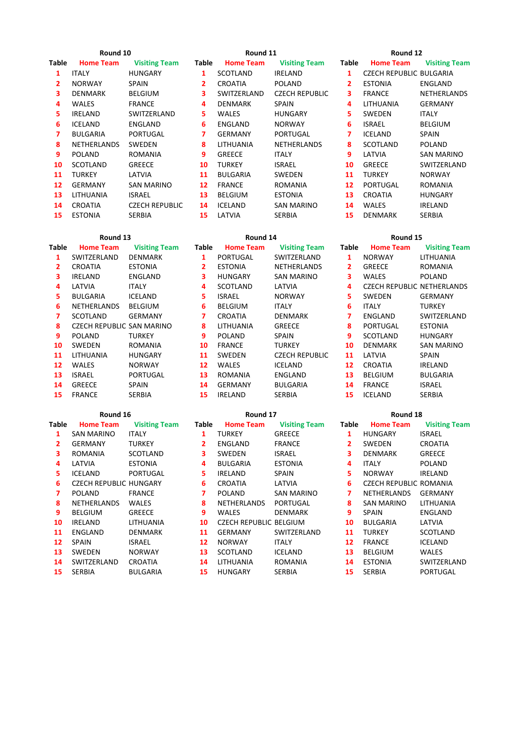### Round 10

| Table | Home Team | Visiting Team |
|---|---|---|
| 1 | ITALY | HUNGARY |
| 2 | NORWAY | SPAIN |
| 3 | DENMARK | BELGIUM |
| 4 | WALES | FRANCE |
| 5 | IRELAND | SWITZERLAND |
| 6 | ICELAND | ENGLAND |
| 7 | BULGARIA | PORTUGAL |
| 8 | NETHERLANDS | SWEDEN |
| 9 | POLAND | ROMANIA |
| 10 | SCOTLAND | GREECE |
| 11 | TURKEY | LATVIA |
| 12 | GERMANY | SAN MARINO |
| 13 | LITHUANIA | ISRAEL |
| 14 | CROATIA | CZECH REPUBLIC |
| 15 | ESTONIA | SERBIA |

### Round 11

| Table | Home Team | Visiting Team |
|---|---|---|
| 1 | SCOTLAND | IRELAND |
| 2 | CROATIA | POLAND |
| 3 | SWITZERLAND | CZECH REPUBLIC |
| 4 | DENMARK | SPAIN |
| 5 | WALES | HUNGARY |
| 6 | ENGLAND | NORWAY |
| 7 | GERMANY | PORTUGAL |
| 8 | LITHUANIA | NETHERLANDS |
| 9 | GREECE | ITALY |
| 10 | TURKEY | ISRAEL |
| 11 | BULGARIA | SWEDEN |
| 12 | FRANCE | ROMANIA |
| 13 | BELGIUM | ESTONIA |
| 14 | ICELAND | SAN MARINO |
| 15 | LATVIA | SERBIA |

### Round 12

| Table | Home Team | Visiting Team |
|---|---|---|
| 1 | CZECH REPUBLIC | BULGARIA |
| 2 | ESTONIA | ENGLAND |
| 3 | FRANCE | NETHERLANDS |
| 4 | LITHUANIA | GERMANY |
| 5 | SWEDEN | ITALY |
| 6 | ISRAEL | BELGIUM |
| 7 | ICELAND | SPAIN |
| 8 | SCOTLAND | POLAND |
| 9 | LATVIA | SAN MARINO |
| 10 | GREECE | SWITZERLAND |
| 11 | TURKEY | NORWAY |
| 12 | PORTUGAL | ROMANIA |
| 13 | CROATIA | HUNGARY |
| 14 | WALES | IRELAND |
| 15 | DENMARK | SERBIA |

### Round 13

| Table | Home Team | Visiting Team |
|---|---|---|
| 1 | SWITZERLAND | DENMARK |
| 2 | CROATIA | ESTONIA |
| 3 | IRELAND | ENGLAND |
| 4 | LATVIA | ITALY |
| 5 | BULGARIA | ICELAND |
| 6 | NETHERLANDS | BELGIUM |
| 7 | SCOTLAND | GERMANY |
| 8 | CZECH REPUBLIC | SAN MARINO |
| 9 | POLAND | TURKEY |
| 10 | SWEDEN | ROMANIA |
| 11 | LITHUANIA | HUNGARY |
| 12 | WALES | NORWAY |
| 13 | ISRAEL | PORTUGAL |
| 14 | GREECE | SPAIN |
| 15 | FRANCE | SERBIA |

### Round 14

| Table | Home Team | Visiting Team |
|---|---|---|
| 1 | PORTUGAL | SWITZERLAND |
| 2 | ESTONIA | NETHERLANDS |
| 3 | HUNGARY | SAN MARINO |
| 4 | SCOTLAND | LATVIA |
| 5 | ISRAEL | NORWAY |
| 6 | BELGIUM | ITALY |
| 7 | CROATIA | DENMARK |
| 8 | LITHUANIA | GREECE |
| 9 | POLAND | SPAIN |
| 10 | FRANCE | TURKEY |
| 11 | SWEDEN | CZECH REPUBLIC |
| 12 | WALES | ICELAND |
| 13 | ROMANIA | ENGLAND |
| 14 | GERMANY | BULGARIA |
| 15 | IRELAND | SERBIA |

### Round 15

| Table | Home Team | Visiting Team |
|---|---|---|
| 1 | NORWAY | LITHUANIA |
| 2 | GREECE | ROMANIA |
| 3 | WALES | POLAND |
| 4 | CZECH REPUBLIC | NETHERLANDS |
| 5 | SWEDEN | GERMANY |
| 6 | ITALY | TURKEY |
| 7 | ENGLAND | SWITZERLAND |
| 8 | PORTUGAL | ESTONIA |
| 9 | SCOTLAND | HUNGARY |
| 10 | DENMARK | SAN MARINO |
| 11 | LATVIA | SPAIN |
| 12 | CROATIA | IRELAND |
| 13 | BELGIUM | BULGARIA |
| 14 | FRANCE | ISRAEL |
| 15 | ICELAND | SERBIA |

### Round 16

| Table | Home Team | Visiting Team |
|---|---|---|
| 1 | SAN MARINO | ITALY |
| 2 | GERMANY | TURKEY |
| 3 | ROMANIA | SCOTLAND |
| 4 | LATVIA | ESTONIA |
| 5 | ICELAND | PORTUGAL |
| 6 | CZECH REPUBLIC | HUNGARY |
| 7 | POLAND | FRANCE |
| 8 | NETHERLANDS | WALES |
| 9 | BELGIUM | GREECE |
| 10 | IRELAND | LITHUANIA |
| 11 | ENGLAND | DENMARK |
| 12 | SPAIN | ISRAEL |
| 13 | SWEDEN | NORWAY |
| 14 | SWITZERLAND | CROATIA |
| 15 | SERBIA | BULGARIA |

### Round 17

| Table | Home Team | Visiting Team |
|---|---|---|
| 1 | TURKEY | GREECE |
| 2 | ENGLAND | FRANCE |
| 3 | SWEDEN | ISRAEL |
| 4 | BULGARIA | ESTONIA |
| 5 | IRELAND | SPAIN |
| 6 | CROATIA | LATVIA |
| 7 | POLAND | SAN MARINO |
| 8 | NETHERLANDS | PORTUGAL |
| 9 | WALES | DENMARK |
| 10 | CZECH REPUBLIC | BELGIUM |
| 11 | GERMANY | SWITZERLAND |
| 12 | NORWAY | ITALY |
| 13 | SCOTLAND | ICELAND |
| 14 | LITHUANIA | ROMANIA |
| 15 | HUNGARY | SERBIA |

### Round 18

| Table | Home Team | Visiting Team |
|---|---|---|
| 1 | HUNGARY | ISRAEL |
| 2 | SWEDEN | CROATIA |
| 3 | DENMARK | GREECE |
| 4 | ITALY | POLAND |
| 5 | NORWAY | IRELAND |
| 6 | CZECH REPUBLIC | ROMANIA |
| 7 | NETHERLANDS | GERMANY |
| 8 | SAN MARINO | LITHUANIA |
| 9 | SPAIN | ENGLAND |
| 10 | BULGARIA | LATVIA |
| 11 | TURKEY | SCOTLAND |
| 12 | FRANCE | ICELAND |
| 13 | BELGIUM | WALES |
| 14 | ESTONIA | SWITZERLAND |
| 15 | SERBIA | PORTUGAL |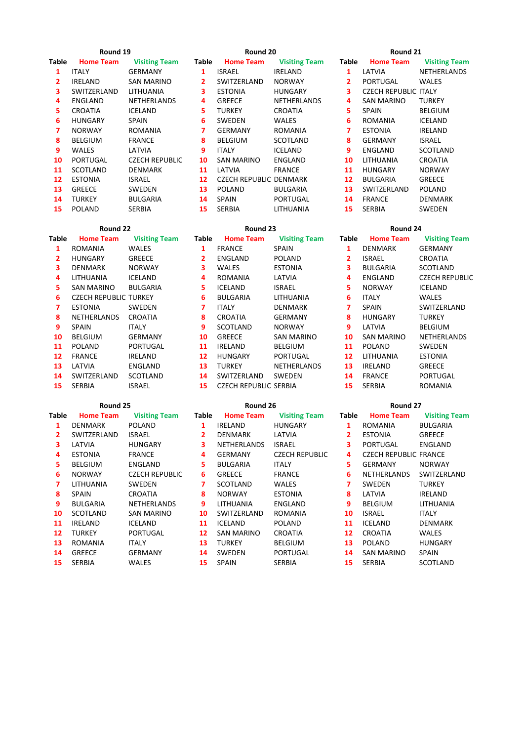**Round 19**

| Table | Home Team | Visiting Team |
|---|---|---|
| 1 | ITALY | GERMANY |
| 2 | IRELAND | SAN MARINO |
| 3 | SWITZERLAND | LITHUANIA |
| 4 | ENGLAND | NETHERLANDS |
| 5 | CROATIA | ICELAND |
| 6 | HUNGARY | SPAIN |
| 7 | NORWAY | ROMANIA |
| 8 | BELGIUM | FRANCE |
| 9 | WALES | LATVIA |
| 10 | PORTUGAL | CZECH REPUBLIC |
| 11 | SCOTLAND | DENMARK |
| 12 | ESTONIA | ISRAEL |
| 13 | GREECE | SWEDEN |
| 14 | TURKEY | BULGARIA |
| 15 | POLAND | SERBIA |

**Round 20**

| Table | Home Team | Visiting Team |
|---|---|---|
| 1 | ISRAEL | IRELAND |
| 2 | SWITZERLAND | NORWAY |
| 3 | ESTONIA | HUNGARY |
| 4 | GREECE | NETHERLANDS |
| 5 | TURKEY | CROATIA |
| 6 | SWEDEN | WALES |
| 7 | GERMANY | ROMANIA |
| 8 | BELGIUM | SCOTLAND |
| 9 | ITALY | ICELAND |
| 10 | SAN MARINO | ENGLAND |
| 11 | LATVIA | FRANCE |
| 12 | CZECH REPUBLIC | DENMARK |
| 13 | POLAND | BULGARIA |
| 14 | SPAIN | PORTUGAL |
| 15 | SERBIA | LITHUANIA |

**Round 21**

| Table | Home Team | Visiting Team |
|---|---|---|
| 1 | LATVIA | NETHERLANDS |
| 2 | PORTUGAL | WALES |
| 3 | CZECH REPUBLIC | ITALY |
| 4 | SAN MARINO | TURKEY |
| 5 | SPAIN | BELGIUM |
| 6 | ROMANIA | ICELAND |
| 7 | ESTONIA | IRELAND |
| 8 | GERMANY | ISRAEL |
| 9 | ENGLAND | SCOTLAND |
| 10 | LITHUANIA | CROATIA |
| 11 | HUNGARY | NORWAY |
| 12 | BULGARIA | GREECE |
| 13 | SWITZERLAND | POLAND |
| 14 | FRANCE | DENMARK |
| 15 | SERBIA | SWEDEN |

**Round 22**

| Table | Home Team | Visiting Team |
|---|---|---|
| 1 | ROMANIA | WALES |
| 2 | HUNGARY | GREECE |
| 3 | DENMARK | NORWAY |
| 4 | LITHUANIA | ICELAND |
| 5 | SAN MARINO | BULGARIA |
| 6 | CZECH REPUBLIC | TURKEY |
| 7 | ESTONIA | SWEDEN |
| 8 | NETHERLANDS | CROATIA |
| 9 | SPAIN | ITALY |
| 10 | BELGIUM | GERMANY |
| 11 | POLAND | PORTUGAL |
| 12 | FRANCE | IRELAND |
| 13 | LATVIA | ENGLAND |
| 14 | SWITZERLAND | SCOTLAND |
| 15 | SERBIA | ISRAEL |

**Round 23**

| Table | Home Team | Visiting Team |
|---|---|---|
| 1 | FRANCE | SPAIN |
| 2 | ENGLAND | POLAND |
| 3 | WALES | ESTONIA |
| 4 | ROMANIA | LATVIA |
| 5 | ICELAND | ISRAEL |
| 6 | BULGARIA | LITHUANIA |
| 7 | ITALY | DENMARK |
| 8 | CROATIA | GERMANY |
| 9 | SCOTLAND | NORWAY |
| 10 | GREECE | SAN MARINO |
| 11 | IRELAND | BELGIUM |
| 12 | HUNGARY | PORTUGAL |
| 13 | TURKEY | NETHERLANDS |
| 14 | SWITZERLAND | SWEDEN |
| 15 | CZECH REPUBLIC | SERBIA |

**Round 24**

| Table | Home Team | Visiting Team |
|---|---|---|
| 1 | DENMARK | GERMANY |
| 2 | ISRAEL | CROATIA |
| 3 | BULGARIA | SCOTLAND |
| 4 | ENGLAND | CZECH REPUBLIC |
| 5 | NORWAY | ICELAND |
| 6 | ITALY | WALES |
| 7 | SPAIN | SWITZERLAND |
| 8 | HUNGARY | TURKEY |
| 9 | LATVIA | BELGIUM |
| 10 | SAN MARINO | NETHERLANDS |
| 11 | POLAND | SWEDEN |
| 12 | LITHUANIA | ESTONIA |
| 13 | IRELAND | GREECE |
| 14 | FRANCE | PORTUGAL |
| 15 | SERBIA | ROMANIA |

**Round 25**

| Table | Home Team | Visiting Team |
|---|---|---|
| 1 | DENMARK | POLAND |
| 2 | SWITZERLAND | ISRAEL |
| 3 | LATVIA | HUNGARY |
| 4 | ESTONIA | FRANCE |
| 5 | BELGIUM | ENGLAND |
| 6 | NORWAY | CZECH REPUBLIC |
| 7 | LITHUANIA | SWEDEN |
| 8 | SPAIN | CROATIA |
| 9 | BULGARIA | NETHERLANDS |
| 10 | SCOTLAND | SAN MARINO |
| 11 | IRELAND | ICELAND |
| 12 | TURKEY | PORTUGAL |
| 13 | ROMANIA | ITALY |
| 14 | GREECE | GERMANY |
| 15 | SERBIA | WALES |

**Round 26**

| Table | Home Team | Visiting Team |
|---|---|---|
| 1 | IRELAND | HUNGARY |
| 2 | DENMARK | LATVIA |
| 3 | NETHERLANDS | ISRAEL |
| 4 | GERMANY | CZECH REPUBLIC |
| 5 | BULGARIA | ITALY |
| 6 | GREECE | FRANCE |
| 7 | SCOTLAND | WALES |
| 8 | NORWAY | ESTONIA |
| 9 | LITHUANIA | ENGLAND |
| 10 | SWITZERLAND | ROMANIA |
| 11 | ICELAND | POLAND |
| 12 | SAN MARINO | CROATIA |
| 13 | TURKEY | BELGIUM |
| 14 | SWEDEN | PORTUGAL |
| 15 | SPAIN | SERBIA |

**Round 27**

| Table | Home Team | Visiting Team |
|---|---|---|
| 1 | ROMANIA | BULGARIA |
| 2 | ESTONIA | GREECE |
| 3 | PORTUGAL | ENGLAND |
| 4 | CZECH REPUBLIC | FRANCE |
| 5 | GERMANY | NORWAY |
| 6 | NETHERLANDS | SWITZERLAND |
| 7 | SWEDEN | TURKEY |
| 8 | LATVIA | IRELAND |
| 9 | BELGIUM | LITHUANIA |
| 10 | ISRAEL | ITALY |
| 11 | ICELAND | DENMARK |
| 12 | CROATIA | WALES |
| 13 | POLAND | HUNGARY |
| 14 | SAN MARINO | SPAIN |
| 15 | SERBIA | SCOTLAND |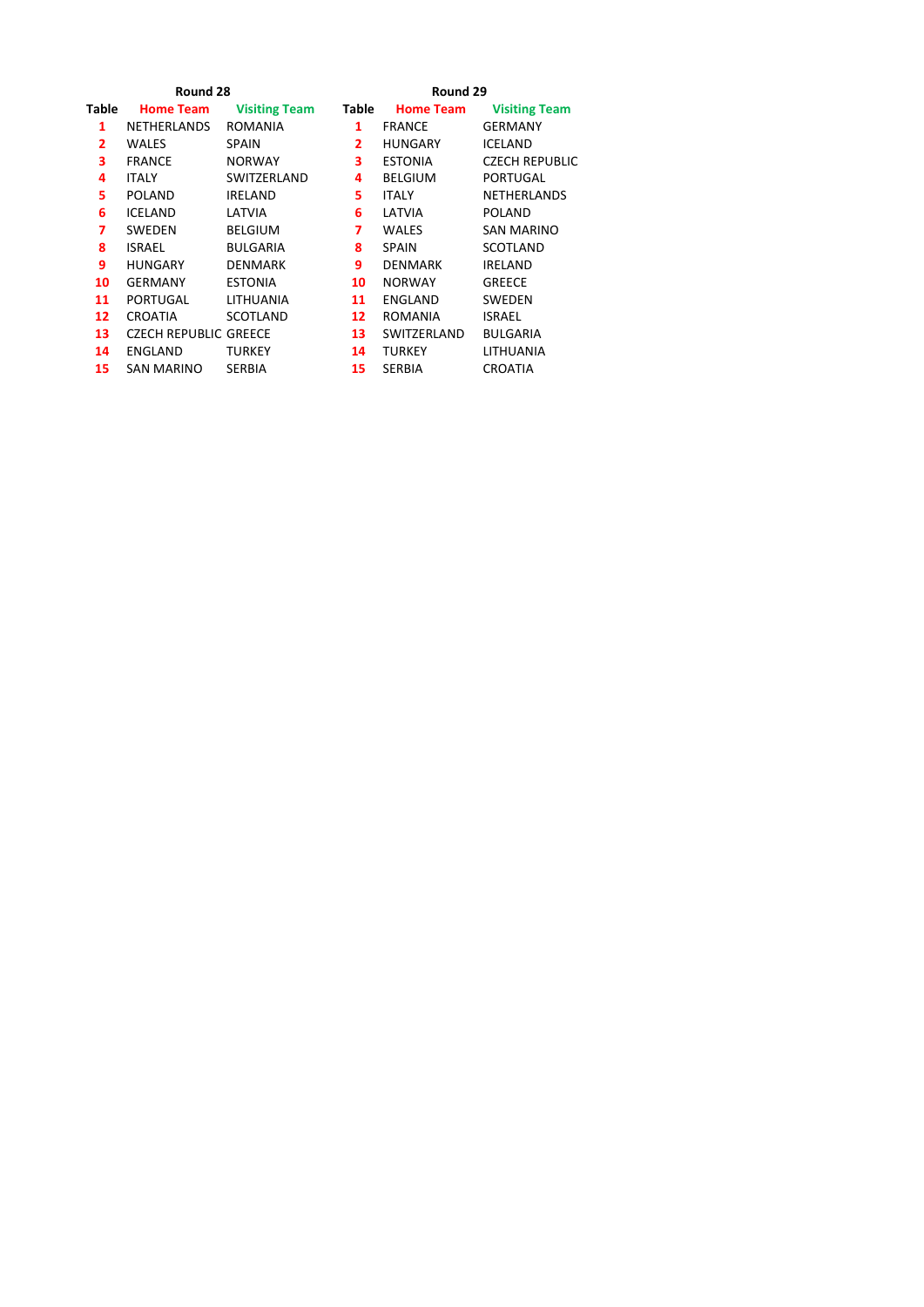| Round 28 | | | Round 29 | | |
| --- | --- | --- | --- | --- | --- |
| Table | Home Team | Visiting Team | Table | Home Team | Visiting Team |
| 1 | NETHERLANDS | ROMANIA | 1 | FRANCE | GERMANY |
| 2 | WALES | SPAIN | 2 | HUNGARY | ICELAND |
| 3 | FRANCE | NORWAY | 3 | ESTONIA | CZECH REPUBLIC |
| 4 | ITALY | SWITZERLAND | 4 | BELGIUM | PORTUGAL |
| 5 | POLAND | IRELAND | 5 | ITALY | NETHERLANDS |
| 6 | ICELAND | LATVIA | 6 | LATVIA | POLAND |
| 7 | SWEDEN | BELGIUM | 7 | WALES | SAN MARINO |
| 8 | ISRAEL | BULGARIA | 8 | SPAIN | SCOTLAND |
| 9 | HUNGARY | DENMARK | 9 | DENMARK | IRELAND |
| 10 | GERMANY | ESTONIA | 10 | NORWAY | GREECE |
| 11 | PORTUGAL | LITHUANIA | 11 | ENGLAND | SWEDEN |
| 12 | CROATIA | SCOTLAND | 12 | ROMANIA | ISRAEL |
| 13 | CZECH REPUBLIC | GREECE | 13 | SWITZERLAND | BULGARIA |
| 14 | ENGLAND | TURKEY | 14 | TURKEY | LITHUANIA |
| 15 | SAN MARINO | SERBIA | 15 | SERBIA | CROATIA |